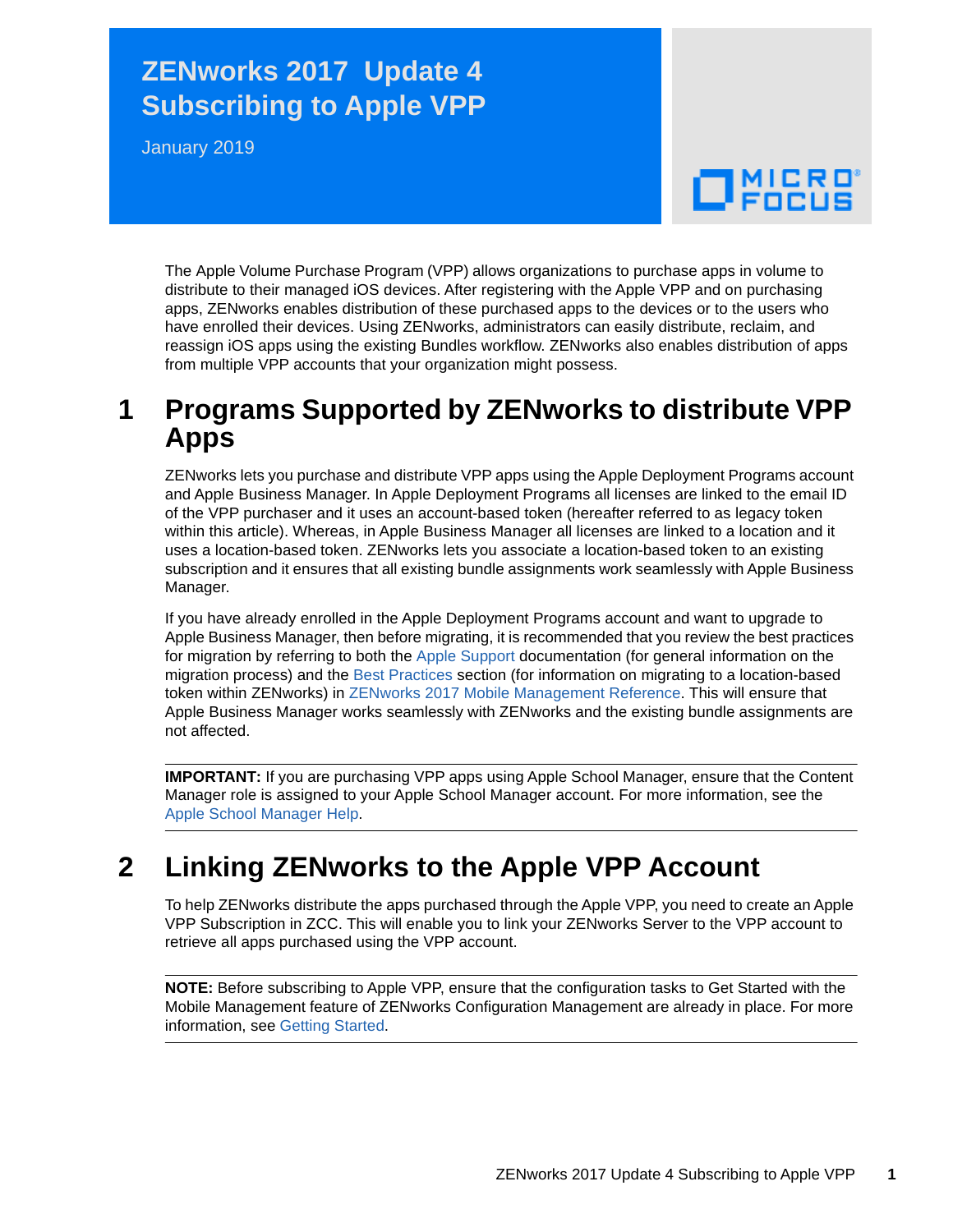# ZENworks 2017 Update 4 Subscribing to Apple VPP

January 2019

The Apple Volume Purchase Program (VPP) allows organizations to purchase apps in volume to distribute to their managed iOS devices. After registering with the Apple VPP and on purchasing apps, ZENworks enables distribution of these purchased apps to the devices or to the users who have enrolled their devices. Using ZENworks, administrators can easily distribute, reclaim, and reassign iOS apps using the existing Bundles workflow. ZENworks also enables distribution of apps from multiple VPP accounts that your organization might possess.

## 1 Programs Supported by ZENworks to distribute VPP Apps

ZENworks lets you purchase and distribute VPP apps using the Apple Deployment Programs account and Apple Business Manager. In Apple Deployment Programs all licenses are linked to the email ID of the VPP purchaser and it uses an account-based token (hereafter referred to as legacy token within this article). Whereas, in Apple Business Manager all licenses are linked to a location and it uses a location-based token. ZENworks lets you associate a location-based token to an existing subscription and it ensures that all existing bundle assignments work seamlessly with Apple Business Manager.

If you have already enrolled in the Apple Deployment Programs account and want to upgrade to Apple Business Manager, then before migrating, it is recommended that you review the best practices for migration by referring to both the Apple Support documentation (for general information on the migration process) and the Best Practices section (for information on migrating to a location-based token within ZENworks) in ZENworks 2017 Mobile Management Reference. This will ensure that Apple Business Manager works seamlessly with ZENworks and the existing bundle assignments are not affected.

---

**IMPORTANT:** If you are purchasing VPP apps using Apple School Manager, ensure that the Content Manager role is assigned to your Apple School Manager account. For more information, see the Apple School Manager Help.

---

## 2 Linking ZENworks to the Apple VPP Account

To help ZENworks distribute the apps purchased through the Apple VPP, you need to create an Apple VPP Subscription in ZCC. This will enable you to link your ZENworks Server to the VPP account to retrieve all apps purchased using the VPP account.

---

**NOTE:** Before subscribing to Apple VPP, ensure that the configuration tasks to Get Started with the Mobile Management feature of ZENworks Configuration Management are already in place. For more information, see Getting Started.

---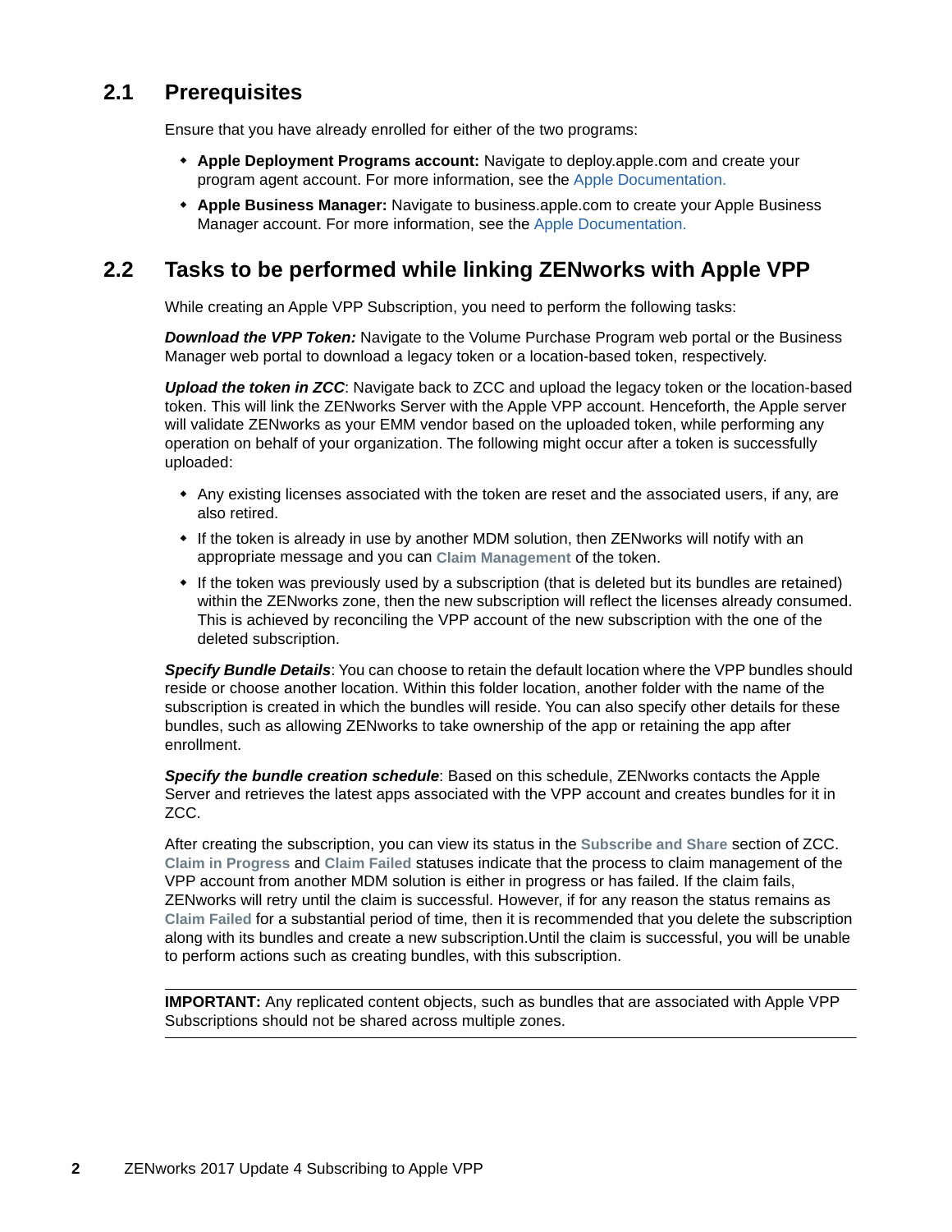## 2.1 Prerequisites

Ensure that you have already enrolled for either of the two programs:

- **Apple Deployment Programs account:** Navigate to deploy.apple.com and create your program agent account. For more information, see the Apple Documentation.
- **Apple Business Manager:** Navigate to business.apple.com to create your Apple Business Manager account. For more information, see the Apple Documentation.

## 2.2 Tasks to be performed while linking ZENworks with Apple VPP

While creating an Apple VPP Subscription, you need to perform the following tasks:

***Download the VPP Token:*** Navigate to the Volume Purchase Program web portal or the Business Manager web portal to download a legacy token or a location-based token, respectively.

***Upload the token in ZCC***: Navigate back to ZCC and upload the legacy token or the location-based token. This will link the ZENworks Server with the Apple VPP account. Henceforth, the Apple server will validate ZENworks as your EMM vendor based on the uploaded token, while performing any operation on behalf of your organization. The following might occur after a token is successfully uploaded:

- Any existing licenses associated with the token are reset and the associated users, if any, are also retired.
- If the token is already in use by another MDM solution, then ZENworks will notify with an appropriate message and you can **Claim Management** of the token.
- If the token was previously used by a subscription (that is deleted but its bundles are retained) within the ZENworks zone, then the new subscription will reflect the licenses already consumed. This is achieved by reconciling the VPP account of the new subscription with the one of the deleted subscription.

***Specify Bundle Details***: You can choose to retain the default location where the VPP bundles should reside or choose another location. Within this folder location, another folder with the name of the subscription is created in which the bundles will reside. You can also specify other details for these bundles, such as allowing ZENworks to take ownership of the app or retaining the app after enrollment.

***Specify the bundle creation schedule***: Based on this schedule, ZENworks contacts the Apple Server and retrieves the latest apps associated with the VPP account and creates bundles for it in ZCC.

After creating the subscription, you can view its status in the **Subscribe and Share** section of ZCC. **Claim in Progress** and **Claim Failed** statuses indicate that the process to claim management of the VPP account from another MDM solution is either in progress or has failed. If the claim fails, ZENworks will retry until the claim is successful. However, if for any reason the status remains as **Claim Failed** for a substantial period of time, then it is recommended that you delete the subscription along with its bundles and create a new subscription.Until the claim is successful, you will be unable to perform actions such as creating bundles, with this subscription.

---

**IMPORTANT:** Any replicated content objects, such as bundles that are associated with Apple VPP Subscriptions should not be shared across multiple zones.

---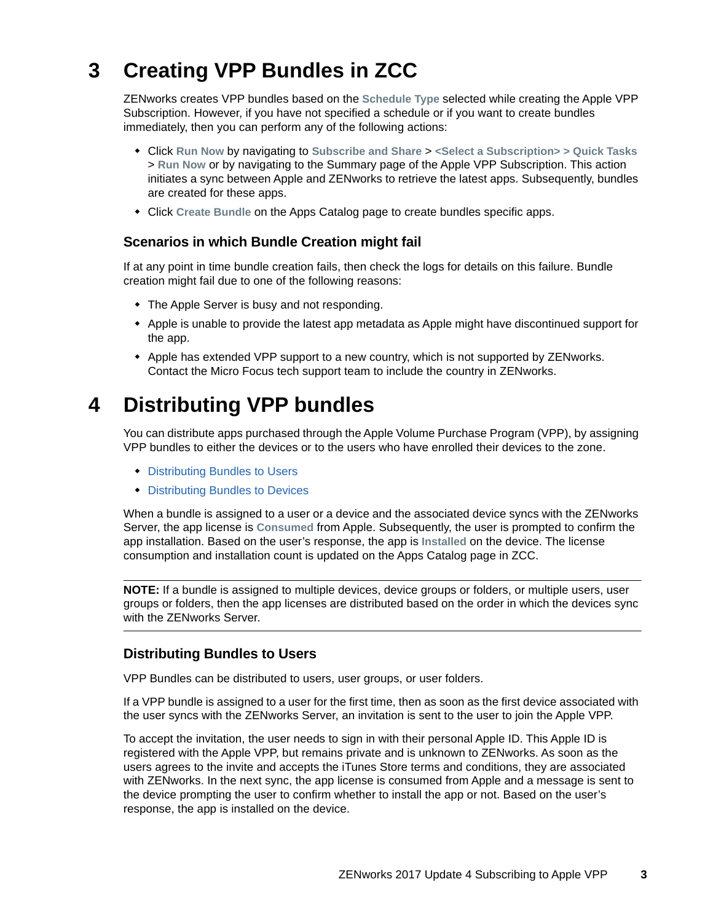# 3 Creating VPP Bundles in ZCC

ZENworks creates VPP bundles based on the **Schedule Type** selected while creating the Apple VPP Subscription. However, if you have not specified a schedule or if you want to create bundles immediately, then you can perform any of the following actions:

- Click **Run Now** by navigating to **Subscribe and Share** > **<Select a Subscription> > Quick Tasks** > **Run Now** or by navigating to the Summary page of the Apple VPP Subscription. This action initiates a sync between Apple and ZENworks to retrieve the latest apps. Subsequently, bundles are created for these apps.
- Click **Create Bundle** on the Apps Catalog page to create bundles specific apps.

## Scenarios in which Bundle Creation might fail

If at any point in time bundle creation fails, then check the logs for details on this failure. Bundle creation might fail due to one of the following reasons:

- The Apple Server is busy and not responding.
- Apple is unable to provide the latest app metadata as Apple might have discontinued support for the app.
- Apple has extended VPP support to a new country, which is not supported by ZENworks. Contact the Micro Focus tech support team to include the country in ZENworks.

# 4 Distributing VPP bundles

You can distribute apps purchased through the Apple Volume Purchase Program (VPP), by assigning VPP bundles to either the devices or to the users who have enrolled their devices to the zone.

- Distributing Bundles to Users
- Distributing Bundles to Devices

When a bundle is assigned to a user or a device and the associated device syncs with the ZENworks Server, the app license is **Consumed** from Apple. Subsequently, the user is prompted to confirm the app installation. Based on the user's response, the app is **Installed** on the device. The license consumption and installation count is updated on the Apps Catalog page in ZCC.

---

**NOTE:** If a bundle is assigned to multiple devices, device groups or folders, or multiple users, user groups or folders, then the app licenses are distributed based on the order in which the devices sync with the ZENworks Server.

---

## Distributing Bundles to Users

VPP Bundles can be distributed to users, user groups, or user folders.

If a VPP bundle is assigned to a user for the first time, then as soon as the first device associated with the user syncs with the ZENworks Server, an invitation is sent to the user to join the Apple VPP.

To accept the invitation, the user needs to sign in with their personal Apple ID. This Apple ID is registered with the Apple VPP, but remains private and is unknown to ZENworks. As soon as the users agrees to the invite and accepts the iTunes Store terms and conditions, they are associated with ZENworks. In the next sync, the app license is consumed from Apple and a message is sent to the device prompting the user to confirm whether to install the app or not. Based on the user's response, the app is installed on the device.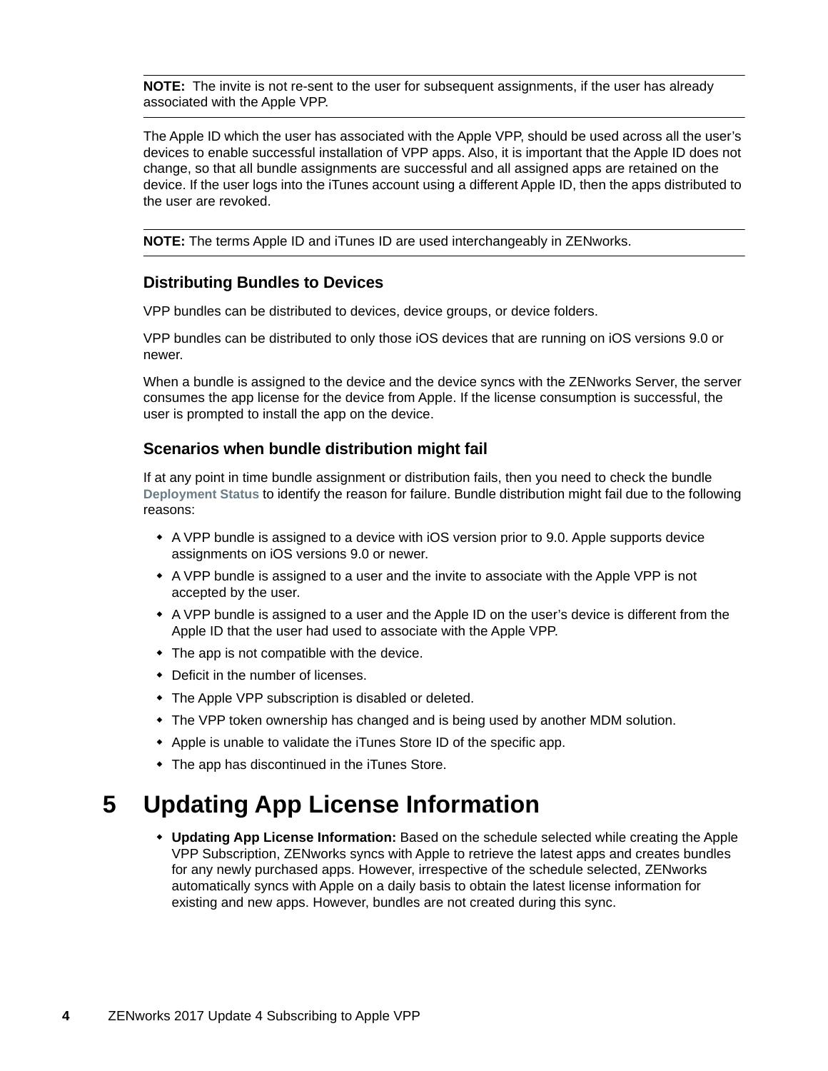**NOTE:** The invite is not re-sent to the user for subsequent assignments, if the user has already associated with the Apple VPP.

The Apple ID which the user has associated with the Apple VPP, should be used across all the user's devices to enable successful installation of VPP apps. Also, it is important that the Apple ID does not change, so that all bundle assignments are successful and all assigned apps are retained on the device. If the user logs into the iTunes account using a different Apple ID, then the apps distributed to the user are revoked.

**NOTE:** The terms Apple ID and iTunes ID are used interchangeably in ZENworks.

### Distributing Bundles to Devices

VPP bundles can be distributed to devices, device groups, or device folders.

VPP bundles can be distributed to only those iOS devices that are running on iOS versions 9.0 or newer.

When a bundle is assigned to the device and the device syncs with the ZENworks Server, the server consumes the app license for the device from Apple. If the license consumption is successful, the user is prompted to install the app on the device.

### Scenarios when bundle distribution might fail

If at any point in time bundle assignment or distribution fails, then you need to check the bundle **Deployment Status** to identify the reason for failure. Bundle distribution might fail due to the following reasons:

- A VPP bundle is assigned to a device with iOS version prior to 9.0. Apple supports device assignments on iOS versions 9.0 or newer.
- A VPP bundle is assigned to a user and the invite to associate with the Apple VPP is not accepted by the user.
- A VPP bundle is assigned to a user and the Apple ID on the user's device is different from the Apple ID that the user had used to associate with the Apple VPP.
- The app is not compatible with the device.
- Deficit in the number of licenses.
- The Apple VPP subscription is disabled or deleted.
- The VPP token ownership has changed and is being used by another MDM solution.
- Apple is unable to validate the iTunes Store ID of the specific app.
- The app has discontinued in the iTunes Store.

# 5 Updating App License Information

- **Updating App License Information:** Based on the schedule selected while creating the Apple VPP Subscription, ZENworks syncs with Apple to retrieve the latest apps and creates bundles for any newly purchased apps. However, irrespective of the schedule selected, ZENworks automatically syncs with Apple on a daily basis to obtain the latest license information for existing and new apps. However, bundles are not created during this sync.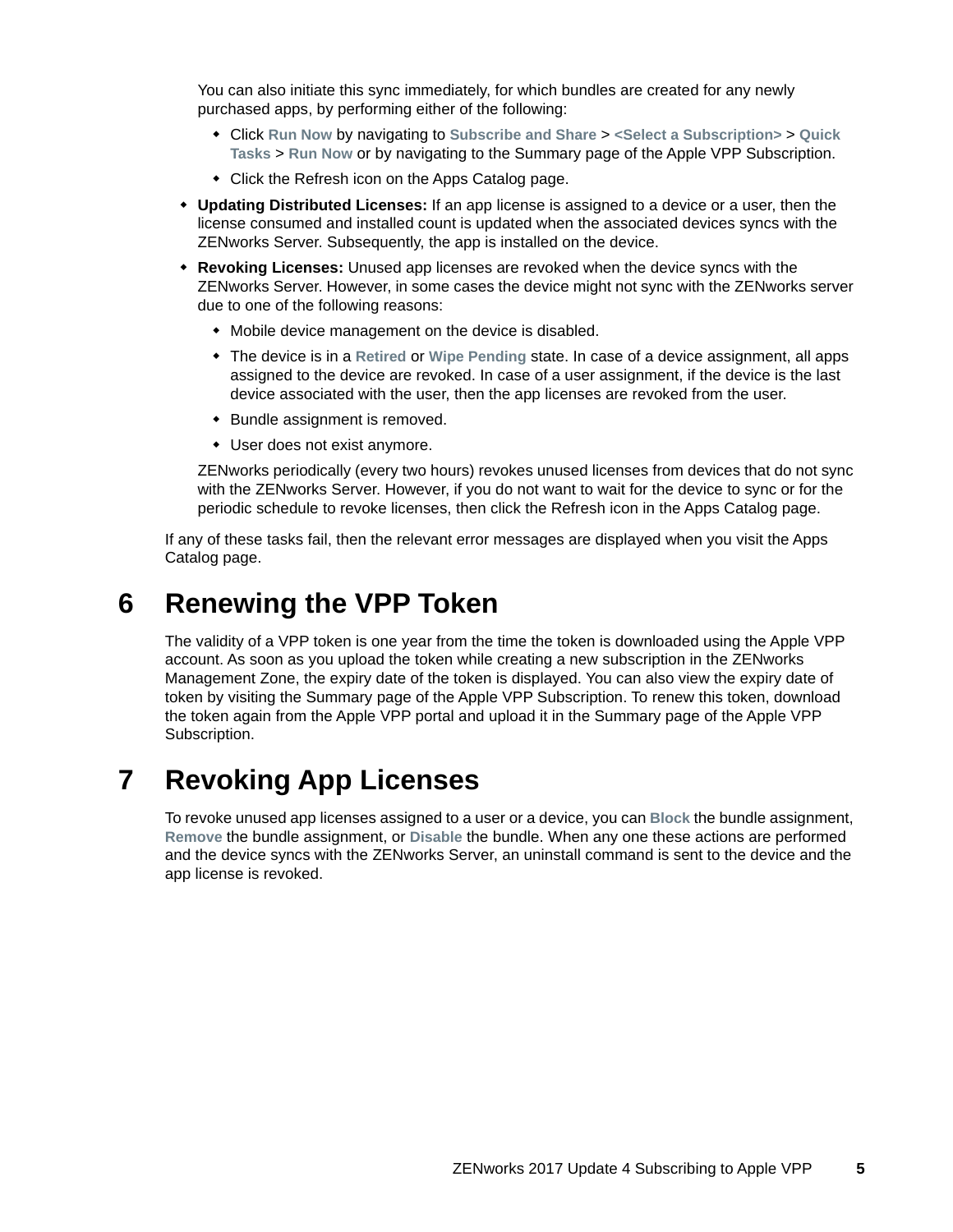You can also initiate this sync immediately, for which bundles are created for any newly purchased apps, by performing either of the following:

- Click **Run Now** by navigating to **Subscribe and Share** > **<Select a Subscription>** > **Quick Tasks** > **Run Now** or by navigating to the Summary page of the Apple VPP Subscription.
- Click the Refresh icon on the Apps Catalog page.

- **Updating Distributed Licenses:** If an app license is assigned to a device or a user, then the license consumed and installed count is updated when the associated devices syncs with the ZENworks Server. Subsequently, the app is installed on the device.
- **Revoking Licenses:** Unused app licenses are revoked when the device syncs with the ZENworks Server. However, in some cases the device might not sync with the ZENworks server due to one of the following reasons:
  - Mobile device management on the device is disabled.
  - The device is in a **Retired** or **Wipe Pending** state. In case of a device assignment, all apps assigned to the device are revoked. In case of a user assignment, if the device is the last device associated with the user, then the app licenses are revoked from the user.
  - Bundle assignment is removed.
  - User does not exist anymore.

  ZENworks periodically (every two hours) revokes unused licenses from devices that do not sync with the ZENworks Server. However, if you do not want to wait for the device to sync or for the periodic schedule to revoke licenses, then click the Refresh icon in the Apps Catalog page.

If any of these tasks fail, then the relevant error messages are displayed when you visit the Apps Catalog page.

# 6 Renewing the VPP Token

The validity of a VPP token is one year from the time the token is downloaded using the Apple VPP account. As soon as you upload the token while creating a new subscription in the ZENworks Management Zone, the expiry date of the token is displayed. You can also view the expiry date of token by visiting the Summary page of the Apple VPP Subscription. To renew this token, download the token again from the Apple VPP portal and upload it in the Summary page of the Apple VPP Subscription.

# 7 Revoking App Licenses

To revoke unused app licenses assigned to a user or a device, you can **Block** the bundle assignment, **Remove** the bundle assignment, or **Disable** the bundle. When any one these actions are performed and the device syncs with the ZENworks Server, an uninstall command is sent to the device and the app license is revoked.